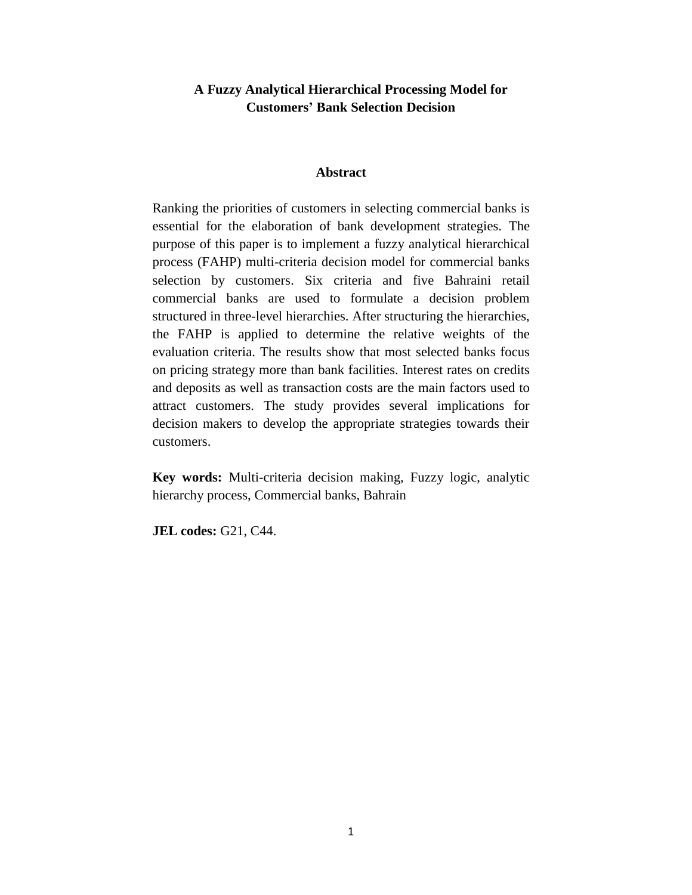# A Fuzzy Analytical Hierarchical Processing Model for Customers' Bank Selection Decision

## Abstract

Ranking the priorities of customers in selecting commercial banks is essential for the elaboration of bank development strategies. The purpose of this paper is to implement a fuzzy analytical hierarchical process (FAHP) multi-criteria decision model for commercial banks selection by customers. Six criteria and five Bahraini retail commercial banks are used to formulate a decision problem structured in three-level hierarchies. After structuring the hierarchies, the FAHP is applied to determine the relative weights of the evaluation criteria. The results show that most selected banks focus on pricing strategy more than bank facilities. Interest rates on credits and deposits as well as transaction costs are the main factors used to attract customers. The study provides several implications for decision makers to develop the appropriate strategies towards their customers.

**Key words:** Multi-criteria decision making, Fuzzy logic, analytic hierarchy process, Commercial banks, Bahrain

**JEL codes:** G21, C44.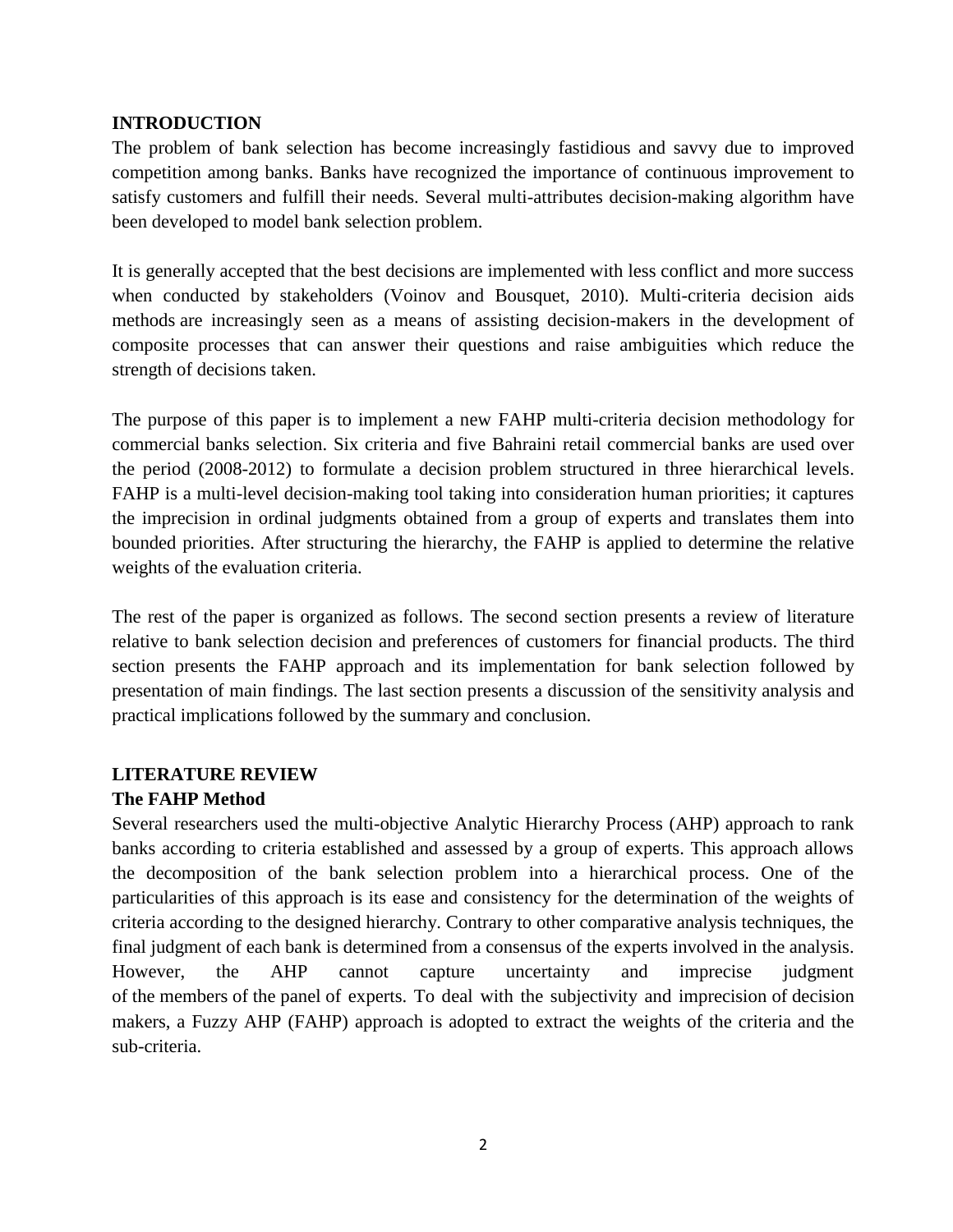## INTRODUCTION

The problem of bank selection has become increasingly fastidious and savvy due to improved competition among banks. Banks have recognized the importance of continuous improvement to satisfy customers and fulfill their needs. Several multi-attributes decision-making algorithm have been developed to model bank selection problem.

It is generally accepted that the best decisions are implemented with less conflict and more success when conducted by stakeholders (Voinov and Bousquet, 2010). Multi-criteria decision aids methods are increasingly seen as a means of assisting decision-makers in the development of composite processes that can answer their questions and raise ambiguities which reduce the strength of decisions taken.

The purpose of this paper is to implement a new FAHP multi-criteria decision methodology for commercial banks selection. Six criteria and five Bahraini retail commercial banks are used over the period (2008-2012) to formulate a decision problem structured in three hierarchical levels. FAHP is a multi-level decision-making tool taking into consideration human priorities; it captures the imprecision in ordinal judgments obtained from a group of experts and translates them into bounded priorities. After structuring the hierarchy, the FAHP is applied to determine the relative weights of the evaluation criteria.

The rest of the paper is organized as follows. The second section presents a review of literature relative to bank selection decision and preferences of customers for financial products. The third section presents the FAHP approach and its implementation for bank selection followed by presentation of main findings. The last section presents a discussion of the sensitivity analysis and practical implications followed by the summary and conclusion.

## LITERATURE REVIEW

### The FAHP Method

Several researchers used the multi-objective Analytic Hierarchy Process (AHP) approach to rank banks according to criteria established and assessed by a group of experts. This approach allows the decomposition of the bank selection problem into a hierarchical process. One of the particularities of this approach is its ease and consistency for the determination of the weights of criteria according to the designed hierarchy. Contrary to other comparative analysis techniques, the final judgment of each bank is determined from a consensus of the experts involved in the analysis. However, the AHP cannot capture uncertainty and imprecise judgment of the members of the panel of experts. To deal with the subjectivity and imprecision of decision makers, a Fuzzy AHP (FAHP) approach is adopted to extract the weights of the criteria and the sub-criteria.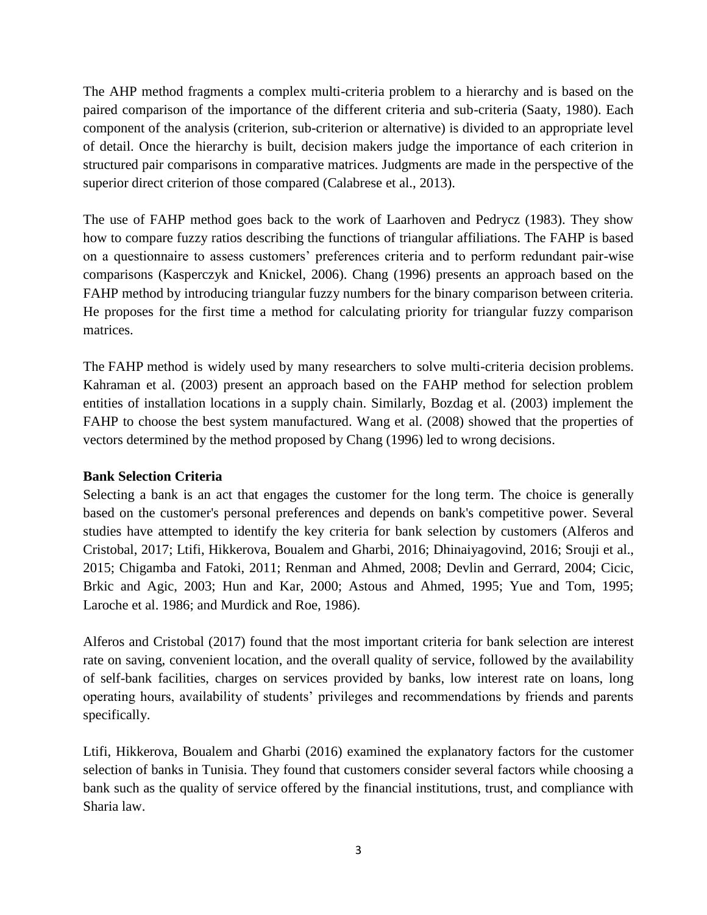The AHP method fragments a complex multi-criteria problem to a hierarchy and is based on the paired comparison of the importance of the different criteria and sub-criteria (Saaty, 1980). Each component of the analysis (criterion, sub-criterion or alternative) is divided to an appropriate level of detail. Once the hierarchy is built, decision makers judge the importance of each criterion in structured pair comparisons in comparative matrices. Judgments are made in the perspective of the superior direct criterion of those compared (Calabrese et al., 2013).

The use of FAHP method goes back to the work of Laarhoven and Pedrycz (1983). They show how to compare fuzzy ratios describing the functions of triangular affiliations. The FAHP is based on a questionnaire to assess customers' preferences criteria and to perform redundant pair-wise comparisons (Kasperczyk and Knickel, 2006). Chang (1996) presents an approach based on the FAHP method by introducing triangular fuzzy numbers for the binary comparison between criteria. He proposes for the first time a method for calculating priority for triangular fuzzy comparison matrices.

The FAHP method is widely used by many researchers to solve multi-criteria decision problems. Kahraman et al. (2003) present an approach based on the FAHP method for selection problem entities of installation locations in a supply chain. Similarly, Bozdag et al. (2003) implement the FAHP to choose the best system manufactured. Wang et al. (2008) showed that the properties of vectors determined by the method proposed by Chang (1996) led to wrong decisions.

**Bank Selection Criteria**

Selecting a bank is an act that engages the customer for the long term. The choice is generally based on the customer's personal preferences and depends on bank's competitive power. Several studies have attempted to identify the key criteria for bank selection by customers (Alferos and Cristobal, 2017; Ltifi, Hikkerova, Boualem and Gharbi, 2016; Dhinaiyagovind, 2016; Srouji et al., 2015; Chigamba and Fatoki, 2011; Renman and Ahmed, 2008; Devlin and Gerrard, 2004; Cicic, Brkic and Agic, 2003; Hun and Kar, 2000; Astous and Ahmed, 1995; Yue and Tom, 1995; Laroche et al. 1986; and Murdick and Roe, 1986).

Alferos and Cristobal (2017) found that the most important criteria for bank selection are interest rate on saving, convenient location, and the overall quality of service, followed by the availability of self-bank facilities, charges on services provided by banks, low interest rate on loans, long operating hours, availability of students' privileges and recommendations by friends and parents specifically.

Ltifi, Hikkerova, Boualem and Gharbi (2016) examined the explanatory factors for the customer selection of banks in Tunisia. They found that customers consider several factors while choosing a bank such as the quality of service offered by the financial institutions, trust, and compliance with Sharia law.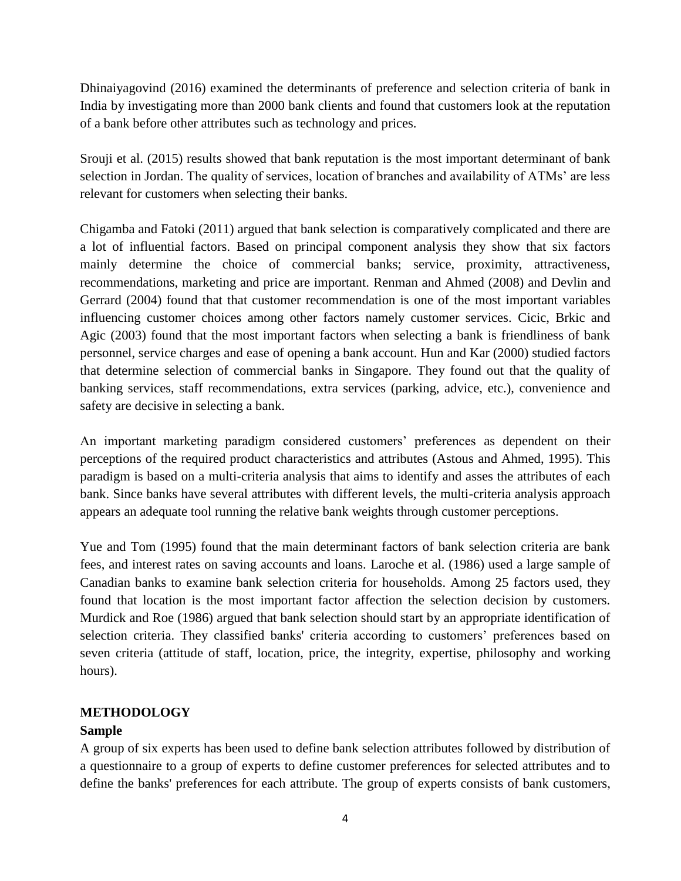Dhinaiyagovind (2016) examined the determinants of preference and selection criteria of bank in India by investigating more than 2000 bank clients and found that customers look at the reputation of a bank before other attributes such as technology and prices.

Srouji et al. (2015) results showed that bank reputation is the most important determinant of bank selection in Jordan. The quality of services, location of branches and availability of ATMs' are less relevant for customers when selecting their banks.

Chigamba and Fatoki (2011) argued that bank selection is comparatively complicated and there are a lot of influential factors. Based on principal component analysis they show that six factors mainly determine the choice of commercial banks; service, proximity, attractiveness, recommendations, marketing and price are important. Renman and Ahmed (2008) and Devlin and Gerrard (2004) found that that customer recommendation is one of the most important variables influencing customer choices among other factors namely customer services. Cicic, Brkic and Agic (2003) found that the most important factors when selecting a bank is friendliness of bank personnel, service charges and ease of opening a bank account. Hun and Kar (2000) studied factors that determine selection of commercial banks in Singapore. They found out that the quality of banking services, staff recommendations, extra services (parking, advice, etc.), convenience and safety are decisive in selecting a bank.

An important marketing paradigm considered customers' preferences as dependent on their perceptions of the required product characteristics and attributes (Astous and Ahmed, 1995). This paradigm is based on a multi-criteria analysis that aims to identify and asses the attributes of each bank. Since banks have several attributes with different levels, the multi-criteria analysis approach appears an adequate tool running the relative bank weights through customer perceptions.

Yue and Tom (1995) found that the main determinant factors of bank selection criteria are bank fees, and interest rates on saving accounts and loans. Laroche et al. (1986) used a large sample of Canadian banks to examine bank selection criteria for households. Among 25 factors used, they found that location is the most important factor affection the selection decision by customers. Murdick and Roe (1986) argued that bank selection should start by an appropriate identification of selection criteria. They classified banks' criteria according to customers' preferences based on seven criteria (attitude of staff, location, price, the integrity, expertise, philosophy and working hours).

## METHODOLOGY

### Sample

A group of six experts has been used to define bank selection attributes followed by distribution of a questionnaire to a group of experts to define customer preferences for selected attributes and to define the banks' preferences for each attribute. The group of experts consists of bank customers,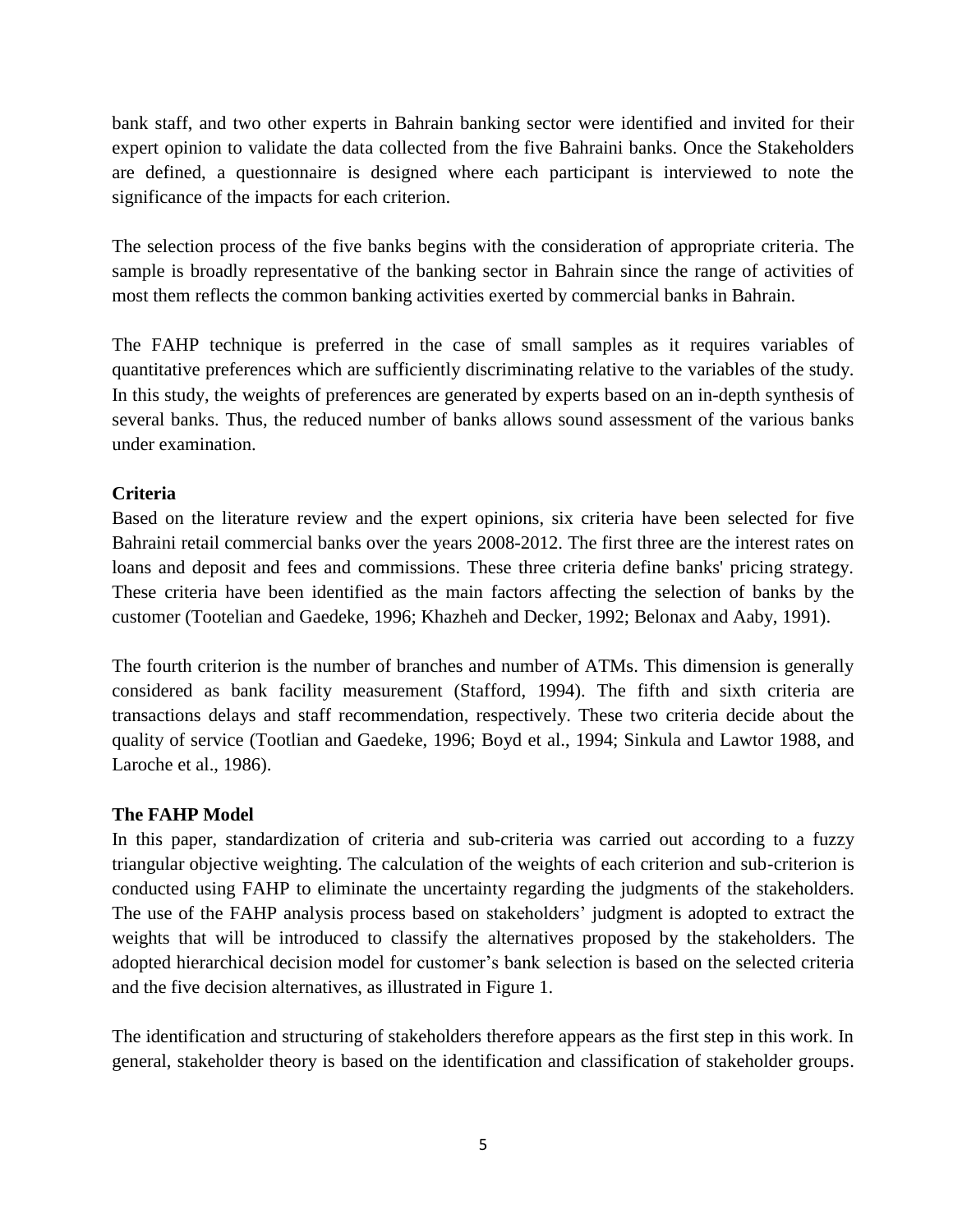bank staff, and two other experts in Bahrain banking sector were identified and invited for their expert opinion to validate the data collected from the five Bahraini banks. Once the Stakeholders are defined, a questionnaire is designed where each participant is interviewed to note the significance of the impacts for each criterion.

The selection process of the five banks begins with the consideration of appropriate criteria. The sample is broadly representative of the banking sector in Bahrain since the range of activities of most them reflects the common banking activities exerted by commercial banks in Bahrain.

The FAHP technique is preferred in the case of small samples as it requires variables of quantitative preferences which are sufficiently discriminating relative to the variables of the study. In this study, the weights of preferences are generated by experts based on an in-depth synthesis of several banks. Thus, the reduced number of banks allows sound assessment of the various banks under examination.

**Criteria**

Based on the literature review and the expert opinions, six criteria have been selected for five Bahraini retail commercial banks over the years 2008-2012. The first three are the interest rates on loans and deposit and fees and commissions. These three criteria define banks' pricing strategy. These criteria have been identified as the main factors affecting the selection of banks by the customer (Tootelian and Gaedeke, 1996; Khazheh and Decker, 1992; Belonax and Aaby, 1991).

The fourth criterion is the number of branches and number of ATMs. This dimension is generally considered as bank facility measurement (Stafford, 1994). The fifth and sixth criteria are transactions delays and staff recommendation, respectively. These two criteria decide about the quality of service (Tootlian and Gaedeke, 1996; Boyd et al., 1994; Sinkula and Lawtor 1988, and Laroche et al., 1986).

**The FAHP Model**

In this paper, standardization of criteria and sub-criteria was carried out according to a fuzzy triangular objective weighting. The calculation of the weights of each criterion and sub-criterion is conducted using FAHP to eliminate the uncertainty regarding the judgments of the stakeholders. The use of the FAHP analysis process based on stakeholders' judgment is adopted to extract the weights that will be introduced to classify the alternatives proposed by the stakeholders. The adopted hierarchical decision model for customer's bank selection is based on the selected criteria and the five decision alternatives, as illustrated in Figure 1.

The identification and structuring of stakeholders therefore appears as the first step in this work. In general, stakeholder theory is based on the identification and classification of stakeholder groups.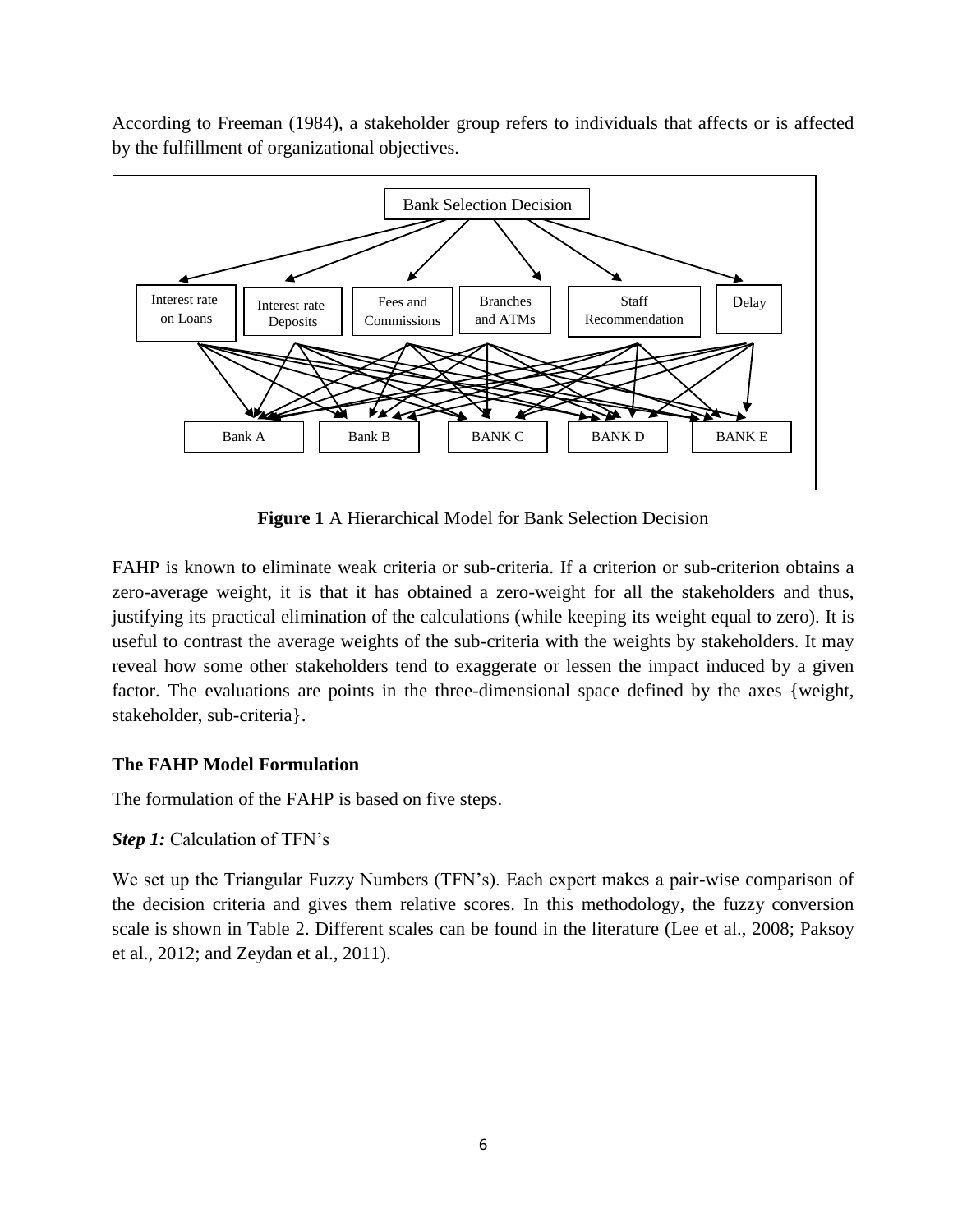According to Freeman (1984), a stakeholder group refers to individuals that affects or is affected by the fulfillment of organizational objectives.

Bank Selection Decision

Interest rate on Loans | Interest rate Deposits | Fees and Commissions | Branches and ATMs | Staff Recommendation | Delay

Bank A | Bank B | BANK C | BANK D | BANK E

**Figure 1** A Hierarchical Model for Bank Selection Decision

FAHP is known to eliminate weak criteria or sub-criteria. If a criterion or sub-criterion obtains a zero-average weight, it is that it has obtained a zero-weight for all the stakeholders and thus, justifying its practical elimination of the calculations (while keeping its weight equal to zero). It is useful to contrast the average weights of the sub-criteria with the weights by stakeholders. It may reveal how some other stakeholders tend to exaggerate or lessen the impact induced by a given factor. The evaluations are points in the three-dimensional space defined by the axes {weight, stakeholder, sub-criteria}.

### The FAHP Model Formulation

The formulation of the FAHP is based on five steps.

***Step 1:*** Calculation of TFN's

We set up the Triangular Fuzzy Numbers (TFN's). Each expert makes a pair-wise comparison of the decision criteria and gives them relative scores. In this methodology, the fuzzy conversion scale is shown in Table 2. Different scales can be found in the literature (Lee et al., 2008; Paksoy et al., 2012; and Zeydan et al., 2011).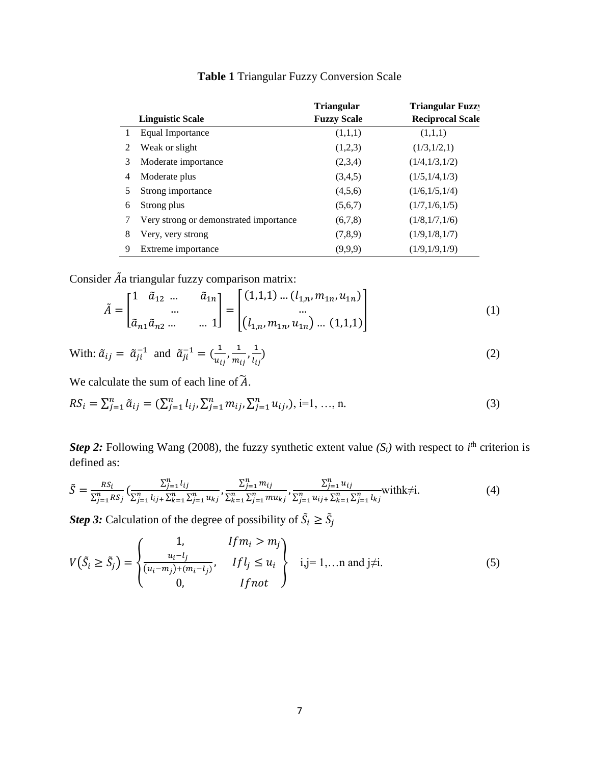**Table 1** Triangular Fuzzy Conversion Scale

| | Linguistic Scale | Triangular Fuzzy Scale | Triangular Fuzzy Reciprocal Scale |
|---|---|---|---|
| 1 | Equal Importance | (1,1,1) | (1,1,1) |
| 2 | Weak or slight | (1,2,3) | (1/3,1/2,1) |
| 3 | Moderate importance | (2,3,4) | (1/4,1/3,1/2) |
| 4 | Moderate plus | (3,4,5) | (1/5,1/4,1/3) |
| 5 | Strong importance | (4,5,6) | (1/6,1/5,1/4) |
| 6 | Strong plus | (5,6,7) | (1/7,1/6,1/5) |
| 7 | Very strong or demonstrated importance | (6,7,8) | (1/8,1/7,1/6) |
| 8 | Very, very strong | (7,8,9) | (1/9,1/8,1/7) |
| 9 | Extreme importance | (9,9,9) | (1/9,1/9,1/9) |

Consider $\tilde{A}$a triangular fuzzy comparison matrix:

$$\tilde{A} = \begin{bmatrix} 1 & \tilde{a}_{12} \; \ldots & \tilde{a}_{1n} \\ & \ldots & \\ \tilde{a}_{n1} \tilde{a}_{n2} \ldots & & \ldots \; 1 \end{bmatrix} = \begin{bmatrix} (1,1,1) \ldots (l_{1,n}, m_{1n}, u_{1n}) \\ \ldots \\ (l_{1,n}, m_{1n}, u_{1n}) \ldots (1,1,1) \end{bmatrix} \tag{1}$$

With: $\tilde{a}_{ij} = \tilde{a}_{ji}^{-1}$ and $\tilde{a}_{ji}^{-1} = (\frac{1}{u_{ij}}, \frac{1}{m_{ij}}, \frac{1}{l_{ij}})$ (2)

We calculate the sum of each line of $\widetilde{A}$.

$$RS_i = \sum_{j=1}^{n} \tilde{a}_{ij} = (\sum_{j=1}^{n} l_{ij}, \sum_{j=1}^{n} m_{ij}, \sum_{j=1}^{n} u_{ij},), \text{ i=1, …, n.} \tag{3}$$

***Step 2:*** Following Wang (2008), the fuzzy synthetic extent value *($S_i$)* with respect to $i^{\text{th}}$ criterion is defined as:

$$\tilde{S} = \frac{RS_i}{\sum_{j=1}^{n} RS_j} \left( \frac{\sum_{j=1}^{n} l_{ij}}{\sum_{j=1}^{n} l_{ij} + \sum_{k=1}^{n} \sum_{j=1}^{n} u_{kj}}, \frac{\sum_{j=1}^{n} m_{ij}}{\sum_{k=1}^{n} \sum_{j=1}^{n} mu_{kj}}, \frac{\sum_{j=1}^{n} u_{ij}}{\sum_{j=1}^{n} u_{ij} + \sum_{k=1}^{n} \sum_{j=1}^{n} l_{kj}} \right. \text{with} k \neq \text{i.} \tag{4}$$

***Step 3:*** Calculation of the degree of possibility of $\tilde{S}_i \geq \tilde{S}_j$

$$V(\tilde{S}_i \geq \tilde{S}_j) = \begin{Bmatrix} 1, & If m_i > m_j \\ \frac{u_i - l_j}{(u_i - m_j) + (m_i - l_j)}, & If l_j \leq u_i \\ 0, & If not \end{Bmatrix} \quad \text{i,j= 1,…n and j≠i.} \tag{5}$$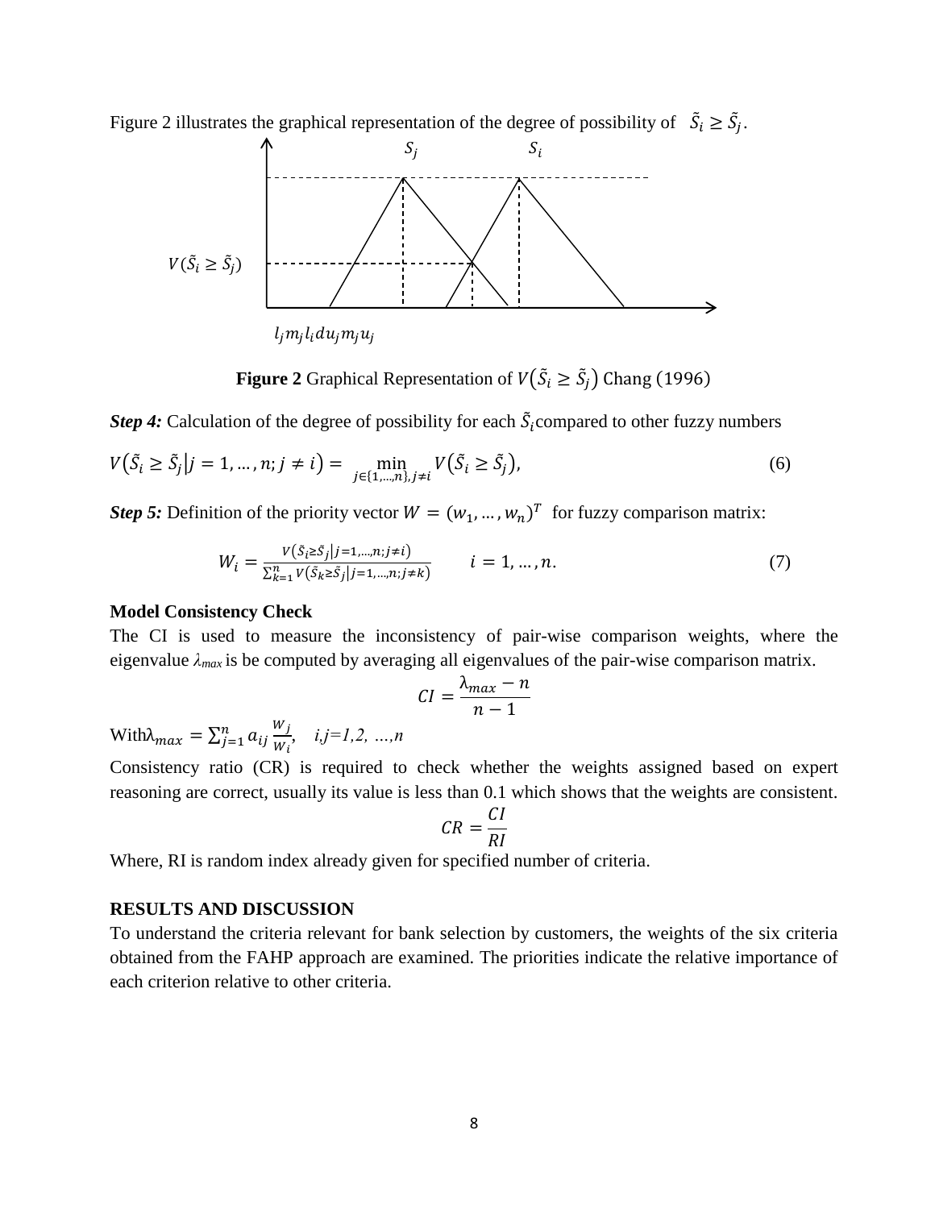Figure 2 illustrates the graphical representation of the degree of possibility of $\tilde{S}_i \geq \tilde{S}_j$.

$V(\tilde{S}_i \geq \tilde{S}_j)$

$l_j m_j l_i d u_j m_j u_j$

**Figure 2** Graphical Representation of $V(\tilde{S}_i \geq \tilde{S}_j)$ Chang (1996)

***Step 4:*** Calculation of the degree of possibility for each $\tilde{S}_i$ compared to other fuzzy numbers

$$V(\tilde{S}_i \geq \tilde{S}_j | j = 1, \dots, n; j \neq i) = \min_{j \in \{1,\dots,n\}, j \neq i} V(\tilde{S}_i \geq \tilde{S}_j), \quad (6)$$

***Step 5:*** Definition of the priority vector $W = (w_1, \dots, w_n)^T$ for fuzzy comparison matrix:

$$W_i = \frac{V(\tilde{S}_i \geq \tilde{S}_j | j = 1,\dots,n; j \neq i)}{\sum_{k=1}^{n} V(\tilde{S}_k \geq \tilde{S}_j | j = 1,\dots,n; j \neq k)} \qquad i = 1, \dots, n. \quad (7)$$

**Model Consistency Check**

The CI is used to measure the inconsistency of pair-wise comparison weights, where the eigenvalue $\lambda_{max}$ is be computed by averaging all eigenvalues of the pair-wise comparison matrix.

$$CI = \frac{\lambda_{max} - n}{n - 1}$$

With $\lambda_{max} = \sum_{j=1}^{n} a_{ij} \frac{W_j}{W_i}$, $\quad i,j = 1, 2, \dots, n$

Consistency ratio (CR) is required to check whether the weights assigned based on expert reasoning are correct, usually its value is less than 0.1 which shows that the weights are consistent.

$$CR = \frac{CI}{RI}$$

Where, RI is random index already given for specified number of criteria.

## RESULTS AND DISCUSSION

To understand the criteria relevant for bank selection by customers, the weights of the six criteria obtained from the FAHP approach are examined. The priorities indicate the relative importance of each criterion relative to other criteria.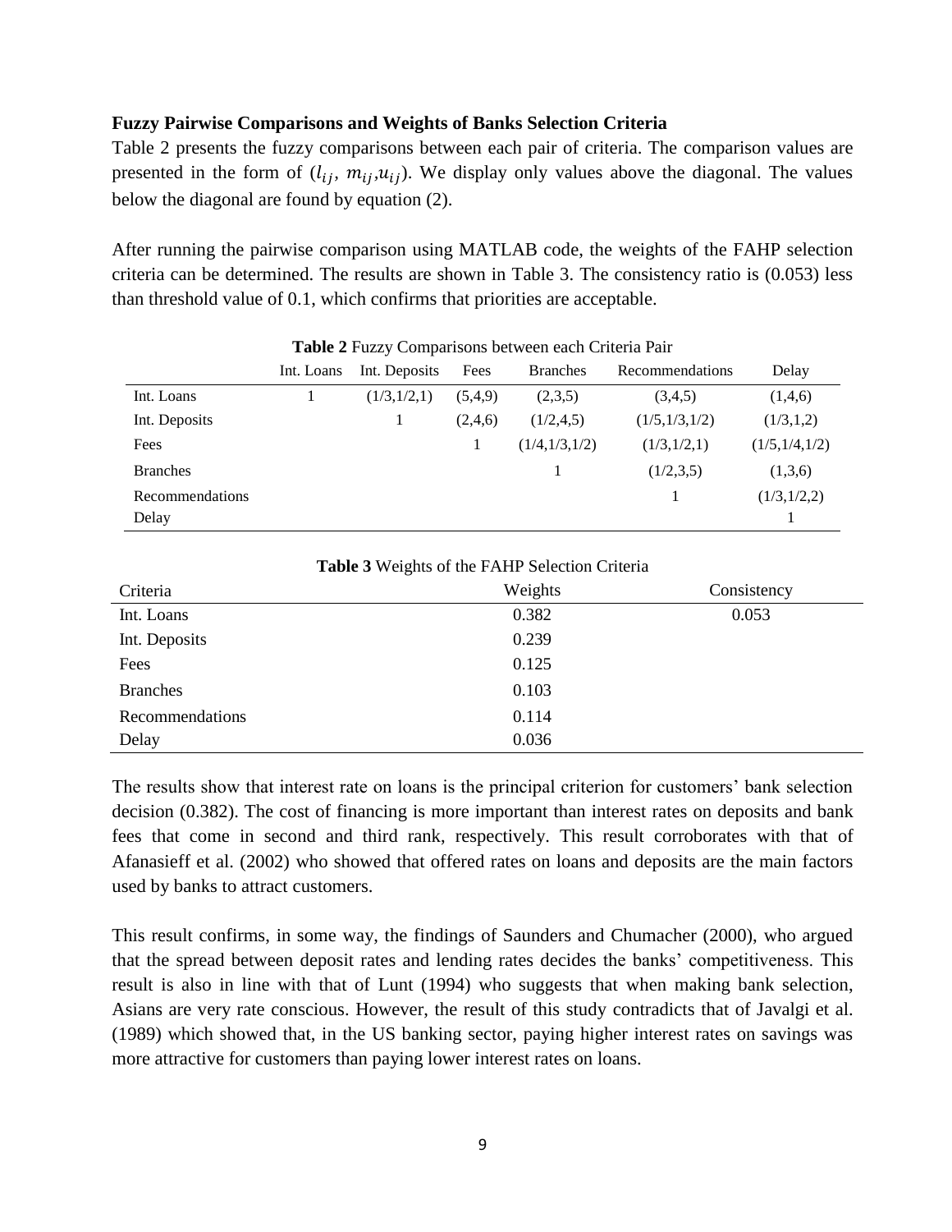**Fuzzy Pairwise Comparisons and Weights of Banks Selection Criteria**

Table 2 presents the fuzzy comparisons between each pair of criteria. The comparison values are presented in the form of $(l_{ij}, m_{ij}, u_{ij})$. We display only values above the diagonal. The values below the diagonal are found by equation (2).

After running the pairwise comparison using MATLAB code, the weights of the FAHP selection criteria can be determined. The results are shown in Table 3. The consistency ratio is (0.053) less than threshold value of 0.1, which confirms that priorities are acceptable.

**Table 2** Fuzzy Comparisons between each Criteria Pair

| | Int. Loans | Int. Deposits | Fees | Branches | Recommendations | Delay |
|---|---|---|---|---|---|---|
| Int. Loans | 1 | (1/3,1/2,1) | (5,4,9) | (2,3,5) | (3,4,5) | (1,4,6) |
| Int. Deposits | | 1 | (2,4,6) | (1/2,4,5) | (1/5,1/3,1/2) | (1/3,1,2) |
| Fees | | | 1 | (1/4,1/3,1/2) | (1/3,1/2,1) | (1/5,1/4,1/2) |
| Branches | | | | 1 | (1/2,3,5) | (1,3,6) |
| Recommendations | | | | | 1 | (1/3,1/2,2) |
| Delay | | | | | | 1 |

**Table 3** Weights of the FAHP Selection Criteria

| Criteria | Weights | Consistency |
|---|---|---|
| Int. Loans | 0.382 | 0.053 |
| Int. Deposits | 0.239 | |
| Fees | 0.125 | |
| Branches | 0.103 | |
| Recommendations | 0.114 | |
| Delay | 0.036 | |

The results show that interest rate on loans is the principal criterion for customers' bank selection decision (0.382). The cost of financing is more important than interest rates on deposits and bank fees that come in second and third rank, respectively. This result corroborates with that of Afanasieff et al. (2002) who showed that offered rates on loans and deposits are the main factors used by banks to attract customers.

This result confirms, in some way, the findings of Saunders and Chumacher (2000), who argued that the spread between deposit rates and lending rates decides the banks' competitiveness. This result is also in line with that of Lunt (1994) who suggests that when making bank selection, Asians are very rate conscious. However, the result of this study contradicts that of Javalgi et al. (1989) which showed that, in the US banking sector, paying higher interest rates on savings was more attractive for customers than paying lower interest rates on loans.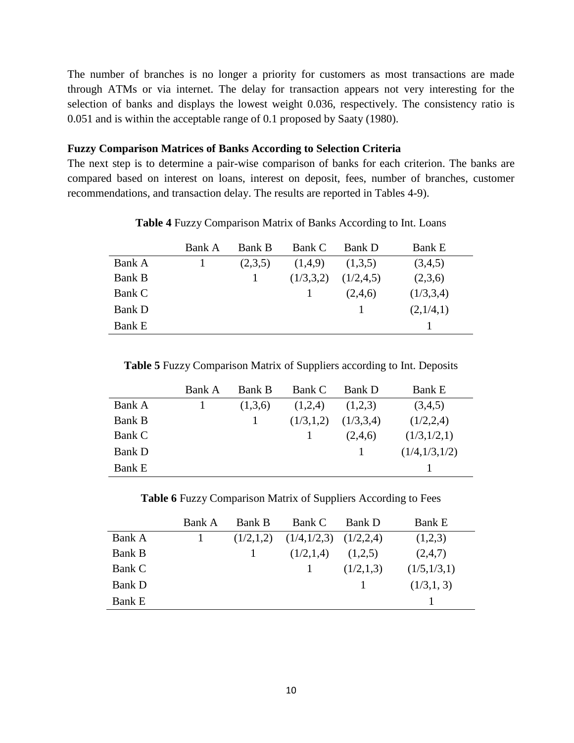The number of branches is no longer a priority for customers as most transactions are made through ATMs or via internet. The delay for transaction appears not very interesting for the selection of banks and displays the lowest weight 0.036, respectively. The consistency ratio is 0.051 and is within the acceptable range of 0.1 proposed by Saaty (1980).

**Fuzzy Comparison Matrices of Banks According to Selection Criteria**

The next step is to determine a pair-wise comparison of banks for each criterion. The banks are compared based on interest on loans, interest on deposit, fees, number of branches, customer recommendations, and transaction delay. The results are reported in Tables 4-9).

**Table 4** Fuzzy Comparison Matrix of Banks According to Int. Loans

| | Bank A | Bank B | Bank C | Bank D | Bank E |
|---|---|---|---|---|---|
| Bank A | 1 | (2,3,5) | (1,4,9) | (1,3,5) | (3,4,5) |
| Bank B | | 1 | (1/3,3,2) | (1/2,4,5) | (2,3,6) |
| Bank C | | | 1 | (2,4,6) | (1/3,3,4) |
| Bank D | | | | 1 | (2,1/4,1) |
| Bank E | | | | | 1 |

**Table 5** Fuzzy Comparison Matrix of Suppliers according to Int. Deposits

| | Bank A | Bank B | Bank C | Bank D | Bank E |
|---|---|---|---|---|---|
| Bank A | 1 | (1,3,6) | (1,2,4) | (1,2,3) | (3,4,5) |
| Bank B | | 1 | (1/3,1,2) | (1/3,3,4) | (1/2,2,4) |
| Bank C | | | 1 | (2,4,6) | (1/3,1/2,1) |
| Bank D | | | | 1 | (1/4,1/3,1/2) |
| Bank E | | | | | 1 |

**Table 6** Fuzzy Comparison Matrix of Suppliers According to Fees

| | Bank A | Bank B | Bank C | Bank D | Bank E |
|---|---|---|---|---|---|
| Bank A | 1 | (1/2,1,2) | (1/4,1/2,3) | (1/2,2,4) | (1,2,3) |
| Bank B | | 1 | (1/2,1,4) | (1,2,5) | (2,4,7) |
| Bank C | | | 1 | (1/2,1,3) | (1/5,1/3,1) |
| Bank D | | | | 1 | (1/3,1, 3) |
| Bank E | | | | | 1 |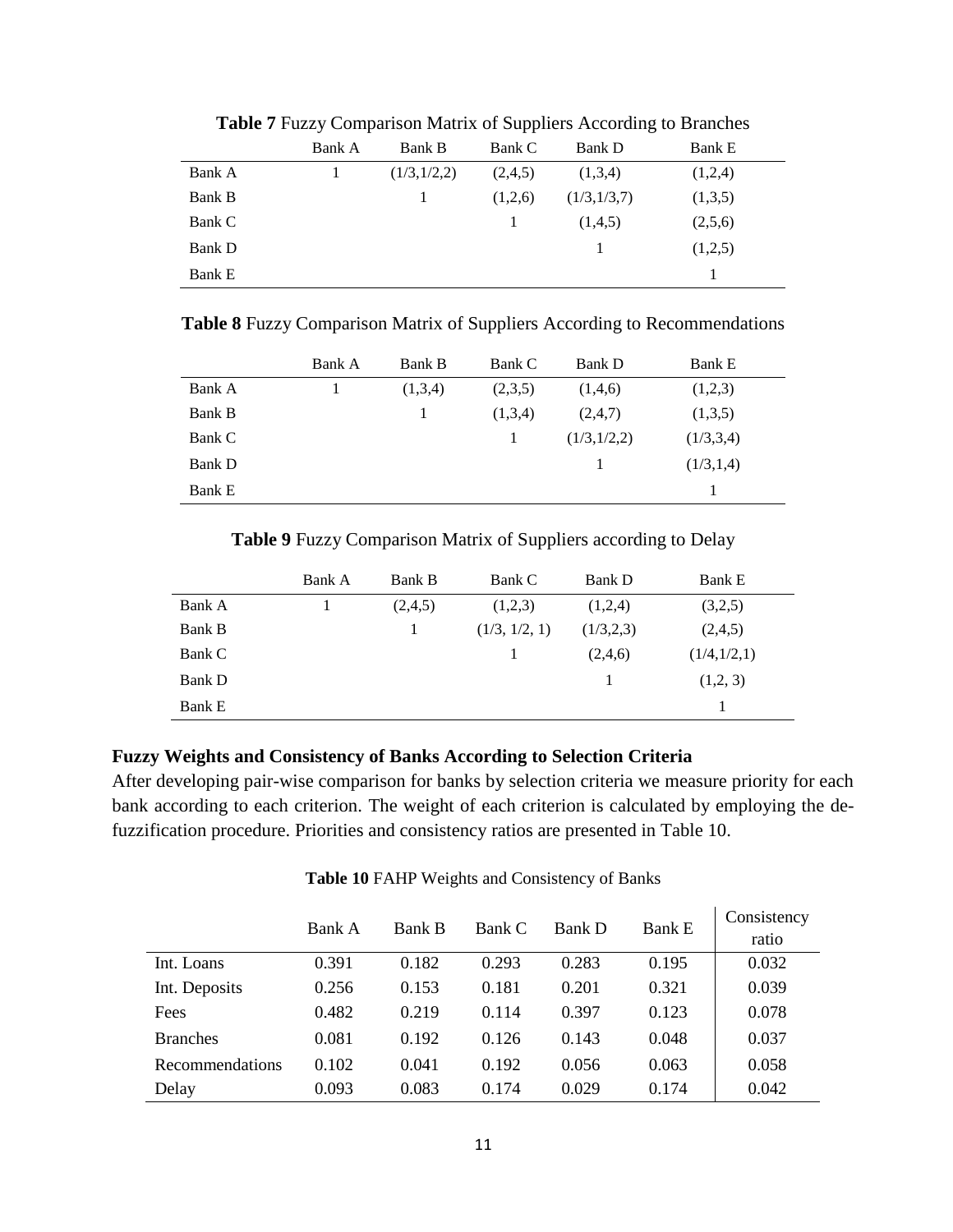**Table 7** Fuzzy Comparison Matrix of Suppliers According to Branches

| | Bank A | Bank B | Bank C | Bank D | Bank E |
|---|---|---|---|---|---|
| Bank A | 1 | (1/3,1/2,2) | (2,4,5) | (1,3,4) | (1,2,4) |
| Bank B | | 1 | (1,2,6) | (1/3,1/3,7) | (1,3,5) |
| Bank C | | | 1 | (1,4,5) | (2,5,6) |
| Bank D | | | | 1 | (1,2,5) |
| Bank E | | | | | 1 |

**Table 8** Fuzzy Comparison Matrix of Suppliers According to Recommendations

| | Bank A | Bank B | Bank C | Bank D | Bank E |
|---|---|---|---|---|---|
| Bank A | 1 | (1,3,4) | (2,3,5) | (1,4,6) | (1,2,3) |
| Bank B | | 1 | (1,3,4) | (2,4,7) | (1,3,5) |
| Bank C | | | 1 | (1/3,1/2,2) | (1/3,3,4) |
| Bank D | | | | 1 | (1/3,1,4) |
| Bank E | | | | | 1 |

**Table 9** Fuzzy Comparison Matrix of Suppliers according to Delay

| | Bank A | Bank B | Bank C | Bank D | Bank E |
|---|---|---|---|---|---|
| Bank A | 1 | (2,4,5) | (1,2,3) | (1,2,4) | (3,2,5) |
| Bank B | | 1 | (1/3, 1/2, 1) | (1/3,2,3) | (2,4,5) |
| Bank C | | | 1 | (2,4,6) | (1/4,1/2,1) |
| Bank D | | | | 1 | (1,2, 3) |
| Bank E | | | | | 1 |

**Fuzzy Weights and Consistency of Banks According to Selection Criteria**

After developing pair-wise comparison for banks by selection criteria we measure priority for each bank according to each criterion. The weight of each criterion is calculated by employing the de-fuzzification procedure. Priorities and consistency ratios are presented in Table 10.

**Table 10** FAHP Weights and Consistency of Banks

| | Bank A | Bank B | Bank C | Bank D | Bank E | Consistency ratio |
|---|---|---|---|---|---|---|
| Int. Loans | 0.391 | 0.182 | 0.293 | 0.283 | 0.195 | 0.032 |
| Int. Deposits | 0.256 | 0.153 | 0.181 | 0.201 | 0.321 | 0.039 |
| Fees | 0.482 | 0.219 | 0.114 | 0.397 | 0.123 | 0.078 |
| Branches | 0.081 | 0.192 | 0.126 | 0.143 | 0.048 | 0.037 |
| Recommendations | 0.102 | 0.041 | 0.192 | 0.056 | 0.063 | 0.058 |
| Delay | 0.093 | 0.083 | 0.174 | 0.029 | 0.174 | 0.042 |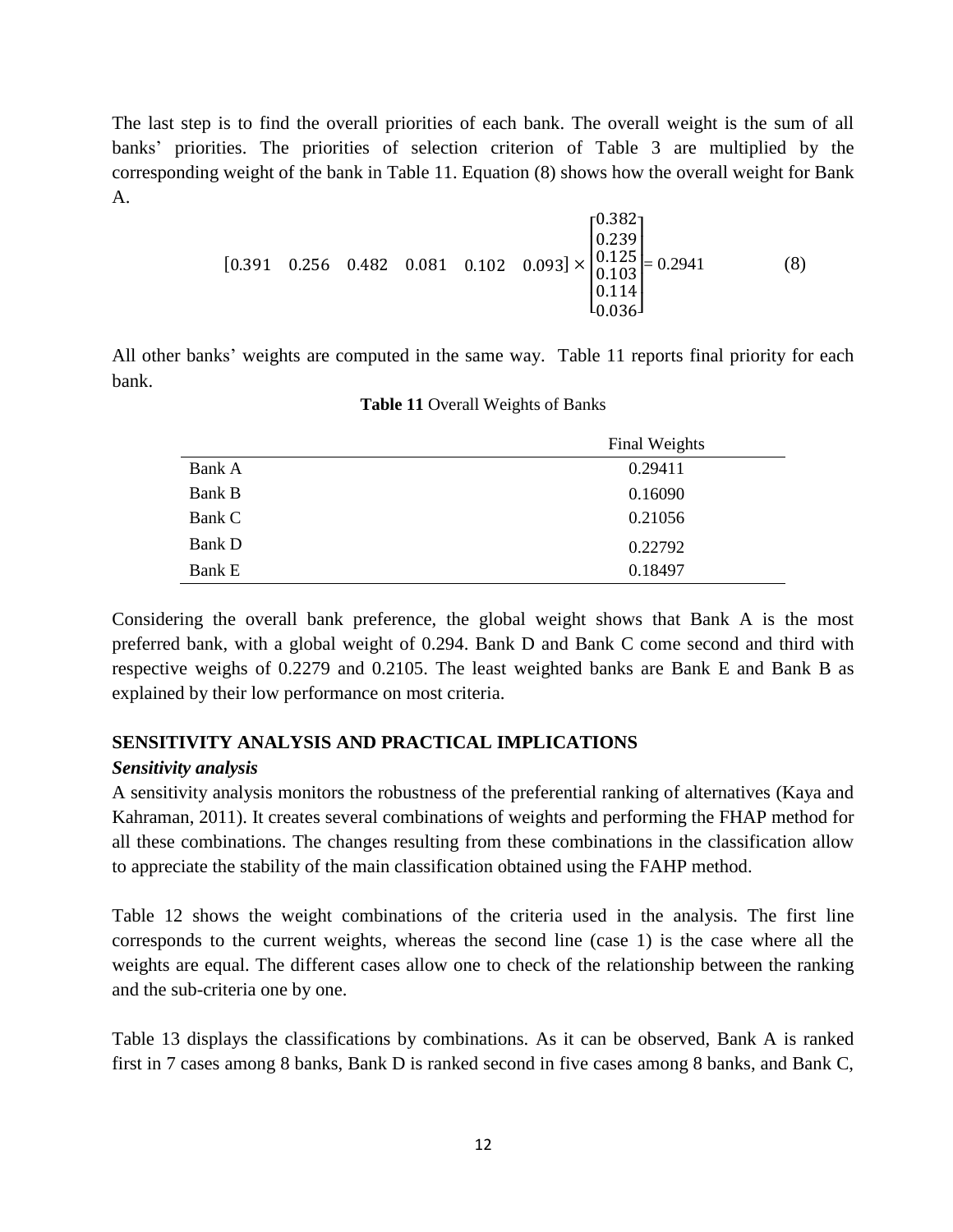The last step is to find the overall priorities of each bank. The overall weight is the sum of all banks' priorities. The priorities of selection criterion of Table 3 are multiplied by the corresponding weight of the bank in Table 11. Equation (8) shows how the overall weight for Bank A.

$$[0.391 \quad 0.256 \quad 0.482 \quad 0.081 \quad 0.102 \quad 0.093] \times \begin{bmatrix} 0.382 \\ 0.239 \\ 0.125 \\ 0.103 \\ 0.114 \\ 0.036 \end{bmatrix} = 0.2941 \tag{8}$$

All other banks' weights are computed in the same way. Table 11 reports final priority for each bank.

**Table 11** Overall Weights of Banks

| | Final Weights |
|---|---|
| Bank A | 0.29411 |
| Bank B | 0.16090 |
| Bank C | 0.21056 |
| Bank D | 0.22792 |
| Bank E | 0.18497 |

Considering the overall bank preference, the global weight shows that Bank A is the most preferred bank, with a global weight of 0.294. Bank D and Bank C come second and third with respective weighs of 0.2279 and 0.2105. The least weighted banks are Bank E and Bank B as explained by their low performance on most criteria.

## SENSITIVITY ANALYSIS AND PRACTICAL IMPLICATIONS

### *Sensitivity analysis*

A sensitivity analysis monitors the robustness of the preferential ranking of alternatives (Kaya and Kahraman, 2011). It creates several combinations of weights and performing the FHAP method for all these combinations. The changes resulting from these combinations in the classification allow to appreciate the stability of the main classification obtained using the FAHP method.

Table 12 shows the weight combinations of the criteria used in the analysis. The first line corresponds to the current weights, whereas the second line (case 1) is the case where all the weights are equal. The different cases allow one to check of the relationship between the ranking and the sub-criteria one by one.

Table 13 displays the classifications by combinations. As it can be observed, Bank A is ranked first in 7 cases among 8 banks, Bank D is ranked second in five cases among 8 banks, and Bank C,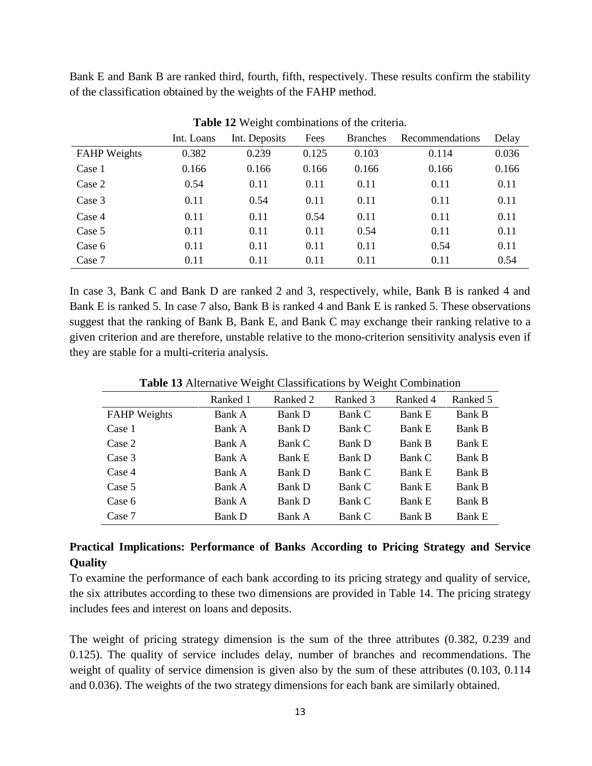Bank E and Bank B are ranked third, fourth, fifth, respectively. These results confirm the stability of the classification obtained by the weights of the FAHP method.

**Table 12** Weight combinations of the criteria.

| | Int. Loans | Int. Deposits | Fees | Branches | Recommendations | Delay |
|---|---|---|---|---|---|---|
| FAHP Weights | 0.382 | 0.239 | 0.125 | 0.103 | 0.114 | 0.036 |
| Case 1 | 0.166 | 0.166 | 0.166 | 0.166 | 0.166 | 0.166 |
| Case 2 | 0.54 | 0.11 | 0.11 | 0.11 | 0.11 | 0.11 |
| Case 3 | 0.11 | 0.54 | 0.11 | 0.11 | 0.11 | 0.11 |
| Case 4 | 0.11 | 0.11 | 0.54 | 0.11 | 0.11 | 0.11 |
| Case 5 | 0.11 | 0.11 | 0.11 | 0.54 | 0.11 | 0.11 |
| Case 6 | 0.11 | 0.11 | 0.11 | 0.11 | 0.54 | 0.11 |
| Case 7 | 0.11 | 0.11 | 0.11 | 0.11 | 0.11 | 0.54 |

In case 3, Bank C and Bank D are ranked 2 and 3, respectively, while, Bank B is ranked 4 and Bank E is ranked 5. In case 7 also, Bank B is ranked 4 and Bank E is ranked 5. These observations suggest that the ranking of Bank B, Bank E, and Bank C may exchange their ranking relative to a given criterion and are therefore, unstable relative to the mono-criterion sensitivity analysis even if they are stable for a multi-criteria analysis.

**Table 13** Alternative Weight Classifications by Weight Combination

| | Ranked 1 | Ranked 2 | Ranked 3 | Ranked 4 | Ranked 5 |
|---|---|---|---|---|---|
| FAHP Weights | Bank A | Bank D | Bank C | Bank E | Bank B |
| Case 1 | Bank A | Bank D | Bank C | Bank E | Bank B |
| Case 2 | Bank A | Bank C | Bank D | Bank B | Bank E |
| Case 3 | Bank A | Bank E | Bank D | Bank C | Bank B |
| Case 4 | Bank A | Bank D | Bank C | Bank E | Bank B |
| Case 5 | Bank A | Bank D | Bank C | Bank E | Bank B |
| Case 6 | Bank A | Bank D | Bank C | Bank E | Bank B |
| Case 7 | Bank D | Bank A | Bank C | Bank B | Bank E |

## Practical Implications: Performance of Banks According to Pricing Strategy and Service Quality

To examine the performance of each bank according to its pricing strategy and quality of service, the six attributes according to these two dimensions are provided in Table 14. The pricing strategy includes fees and interest on loans and deposits.

The weight of pricing strategy dimension is the sum of the three attributes (0.382, 0.239 and 0.125). The quality of service includes delay, number of branches and recommendations. The weight of quality of service dimension is given also by the sum of these attributes (0.103, 0.114 and 0.036). The weights of the two strategy dimensions for each bank are similarly obtained.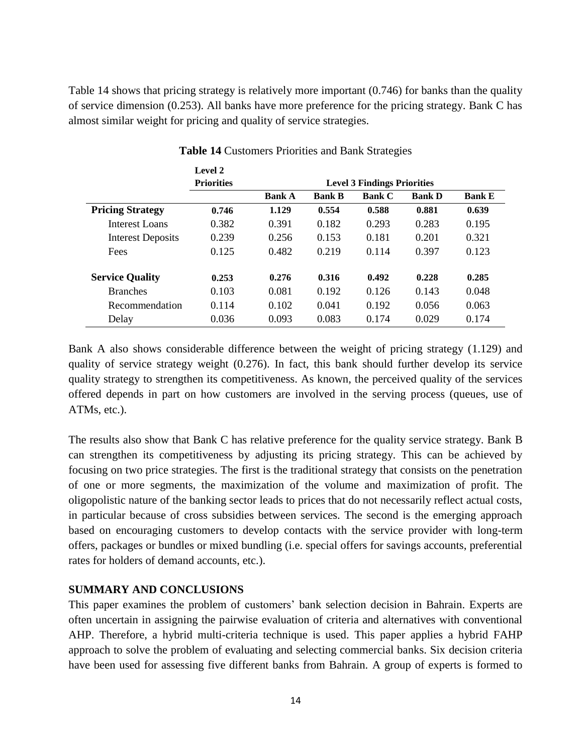Table 14 shows that pricing strategy is relatively more important (0.746) for banks than the quality of service dimension (0.253). All banks have more preference for the pricing strategy. Bank C has almost similar weight for pricing and quality of service strategies.

**Table 14** Customers Priorities and Bank Strategies

| | **Level 2 Priorities** | **Level 3 Findings Priorities** | | | | |
|---|---|---|---|---|---|---|
| | | **Bank A** | **Bank B** | **Bank C** | **Bank D** | **Bank E** |
| **Pricing Strategy** | **0.746** | **1.129** | **0.554** | **0.588** | **0.881** | **0.639** |
| Interest Loans | 0.382 | 0.391 | 0.182 | 0.293 | 0.283 | 0.195 |
| Interest Deposits | 0.239 | 0.256 | 0.153 | 0.181 | 0.201 | 0.321 |
| Fees | 0.125 | 0.482 | 0.219 | 0.114 | 0.397 | 0.123 |
| **Service Quality** | **0.253** | **0.276** | **0.316** | **0.492** | **0.228** | **0.285** |
| Branches | 0.103 | 0.081 | 0.192 | 0.126 | 0.143 | 0.048 |
| Recommendation | 0.114 | 0.102 | 0.041 | 0.192 | 0.056 | 0.063 |
| Delay | 0.036 | 0.093 | 0.083 | 0.174 | 0.029 | 0.174 |

Bank A also shows considerable difference between the weight of pricing strategy (1.129) and quality of service strategy weight (0.276). In fact, this bank should further develop its service quality strategy to strengthen its competitiveness. As known, the perceived quality of the services offered depends in part on how customers are involved in the serving process (queues, use of ATMs, etc.).

The results also show that Bank C has relative preference for the quality service strategy. Bank B can strengthen its competitiveness by adjusting its pricing strategy. This can be achieved by focusing on two price strategies. The first is the traditional strategy that consists on the penetration of one or more segments, the maximization of the volume and maximization of profit. The oligopolistic nature of the banking sector leads to prices that do not necessarily reflect actual costs, in particular because of cross subsidies between services. The second is the emerging approach based on encouraging customers to develop contacts with the service provider with long-term offers, packages or bundles or mixed bundling (i.e. special offers for savings accounts, preferential rates for holders of demand accounts, etc.).

## SUMMARY AND CONCLUSIONS

This paper examines the problem of customers' bank selection decision in Bahrain. Experts are often uncertain in assigning the pairwise evaluation of criteria and alternatives with conventional AHP. Therefore, a hybrid multi-criteria technique is used. This paper applies a hybrid FAHP approach to solve the problem of evaluating and selecting commercial banks. Six decision criteria have been used for assessing five different banks from Bahrain. A group of experts is formed to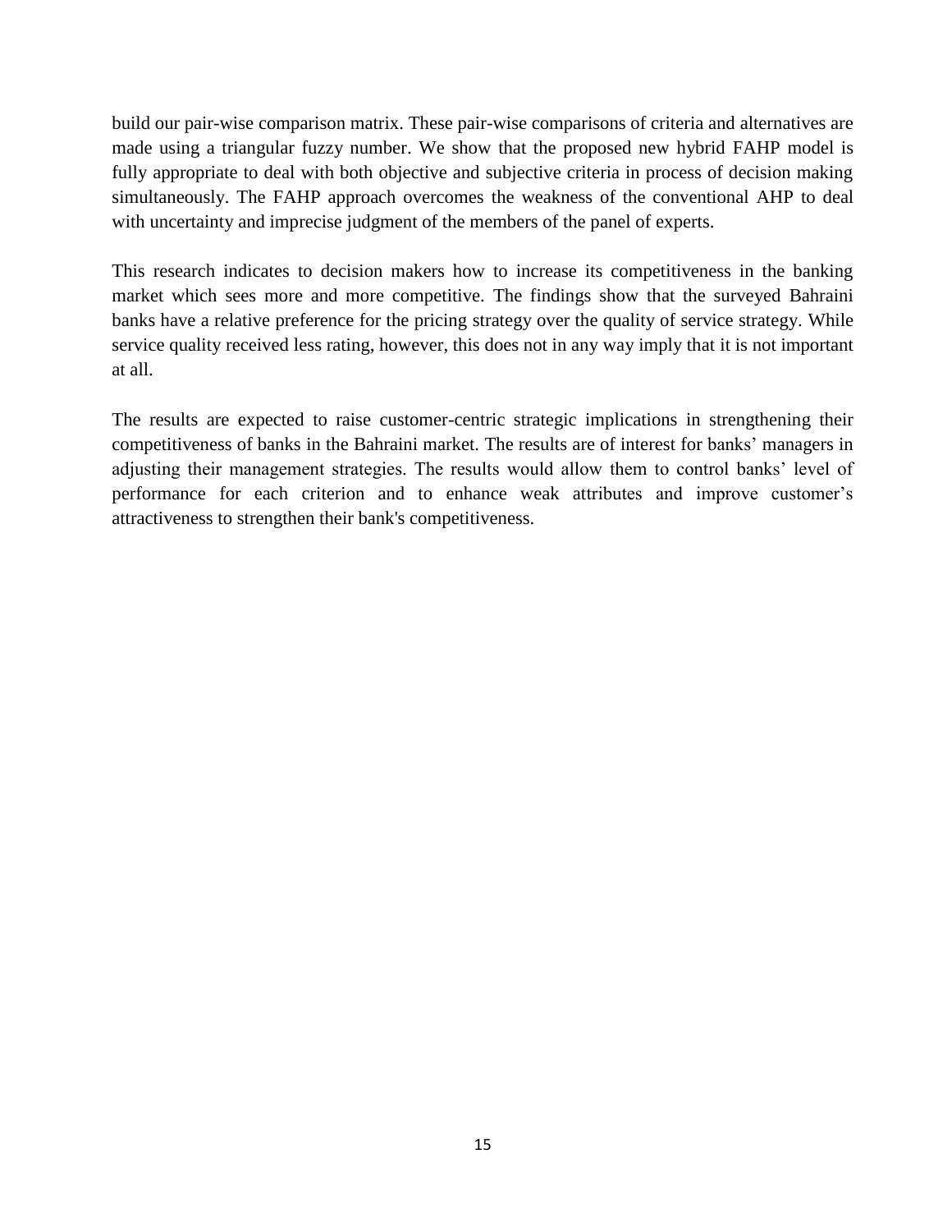build our pair-wise comparison matrix. These pair-wise comparisons of criteria and alternatives are made using a triangular fuzzy number. We show that the proposed new hybrid FAHP model is fully appropriate to deal with both objective and subjective criteria in process of decision making simultaneously. The FAHP approach overcomes the weakness of the conventional AHP to deal with uncertainty and imprecise judgment of the members of the panel of experts.

This research indicates to decision makers how to increase its competitiveness in the banking market which sees more and more competitive. The findings show that the surveyed Bahraini banks have a relative preference for the pricing strategy over the quality of service strategy. While service quality received less rating, however, this does not in any way imply that it is not important at all.

The results are expected to raise customer-centric strategic implications in strengthening their competitiveness of banks in the Bahraini market. The results are of interest for banks' managers in adjusting their management strategies. The results would allow them to control banks' level of performance for each criterion and to enhance weak attributes and improve customer's attractiveness to strengthen their bank's competitiveness.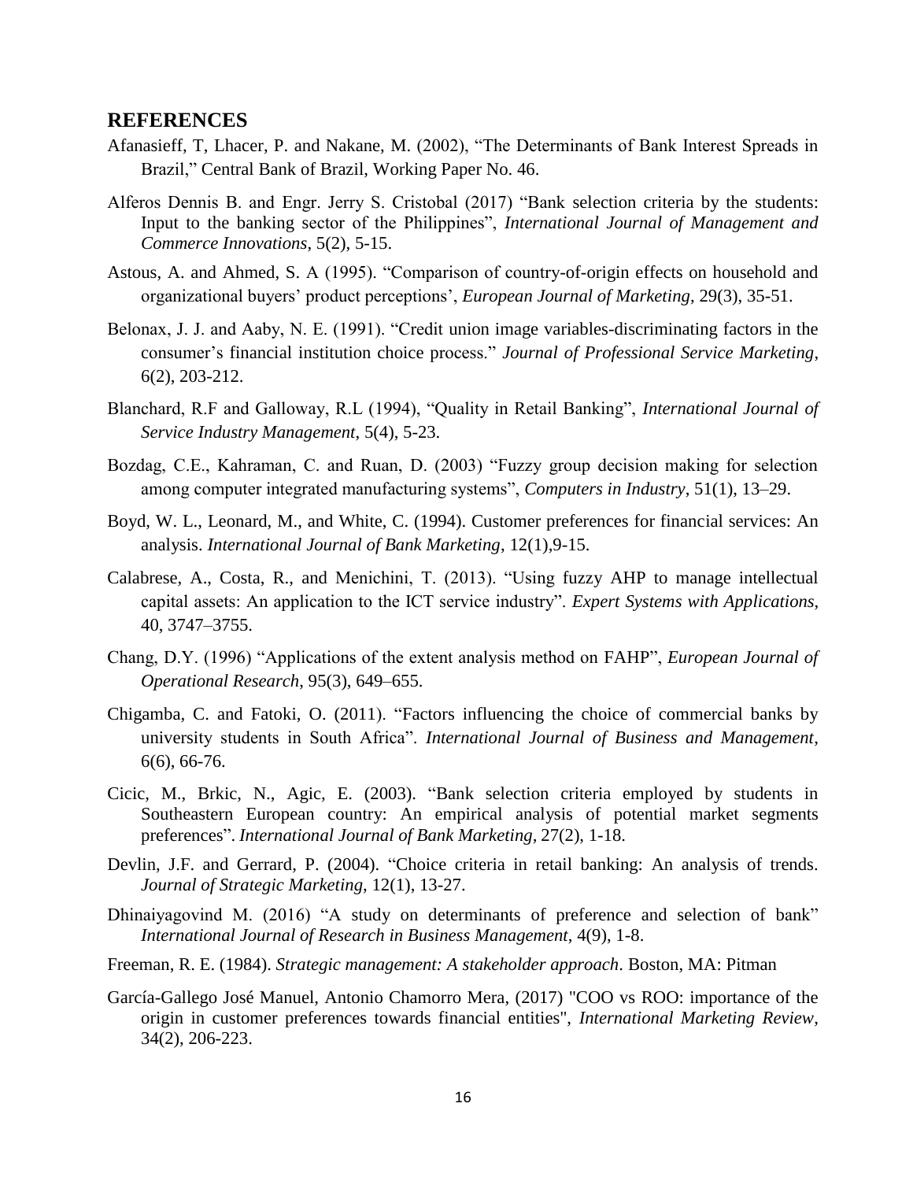## REFERENCES

Afanasieff, T, Lhacer, P. and Nakane, M. (2002), "The Determinants of Bank Interest Spreads in Brazil," Central Bank of Brazil, Working Paper No. 46.

Alferos Dennis B. and Engr. Jerry S. Cristobal (2017) "Bank selection criteria by the students: Input to the banking sector of the Philippines", *International Journal of Management and Commerce Innovations*, 5(2), 5-15.

Astous, A. and Ahmed, S. A (1995). "Comparison of country-of-origin effects on household and organizational buyers' product perceptions', *European Journal of Marketing*, 29(3), 35-51.

Belonax, J. J. and Aaby, N. E. (1991). "Credit union image variables-discriminating factors in the consumer's financial institution choice process." *Journal of Professional Service Marketing*, 6(2), 203-212.

Blanchard, R.F and Galloway, R.L (1994), "Quality in Retail Banking", *International Journal of Service Industry Management*, 5(4), 5-23.

Bozdag, C.E., Kahraman, C. and Ruan, D. (2003) "Fuzzy group decision making for selection among computer integrated manufacturing systems", *Computers in Industry*, 51(1), 13–29.

Boyd, W. L., Leonard, M., and White, C. (1994). Customer preferences for financial services: An analysis. *International Journal of Bank Marketing*, 12(1),9-15.

Calabrese, A., Costa, R., and Menichini, T. (2013). "Using fuzzy AHP to manage intellectual capital assets: An application to the ICT service industry". *Expert Systems with Applications*, 40, 3747–3755.

Chang, D.Y. (1996) "Applications of the extent analysis method on FAHP", *European Journal of Operational Research*, 95(3), 649–655.

Chigamba, C. and Fatoki, O. (2011). "Factors influencing the choice of commercial banks by university students in South Africa". *International Journal of Business and Management*, 6(6), 66-76.

Cicic, M., Brkic, N., Agic, E. (2003). "Bank selection criteria employed by students in Southeastern European country: An empirical analysis of potential market segments preferences". *International Journal of Bank Marketing*, 27(2), 1-18.

Devlin, J.F. and Gerrard, P. (2004). "Choice criteria in retail banking: An analysis of trends. *Journal of Strategic Marketing*, 12(1), 13-27.

Dhinaiyagovind M. (2016) "A study on determinants of preference and selection of bank" *International Journal of Research in Business Management*, 4(9), 1-8.

Freeman, R. E. (1984). *Strategic management: A stakeholder approach*. Boston, MA: Pitman

García-Gallego José Manuel, Antonio Chamorro Mera, (2017) "COO vs ROO: importance of the origin in customer preferences towards financial entities", *International Marketing Review*, 34(2), 206-223.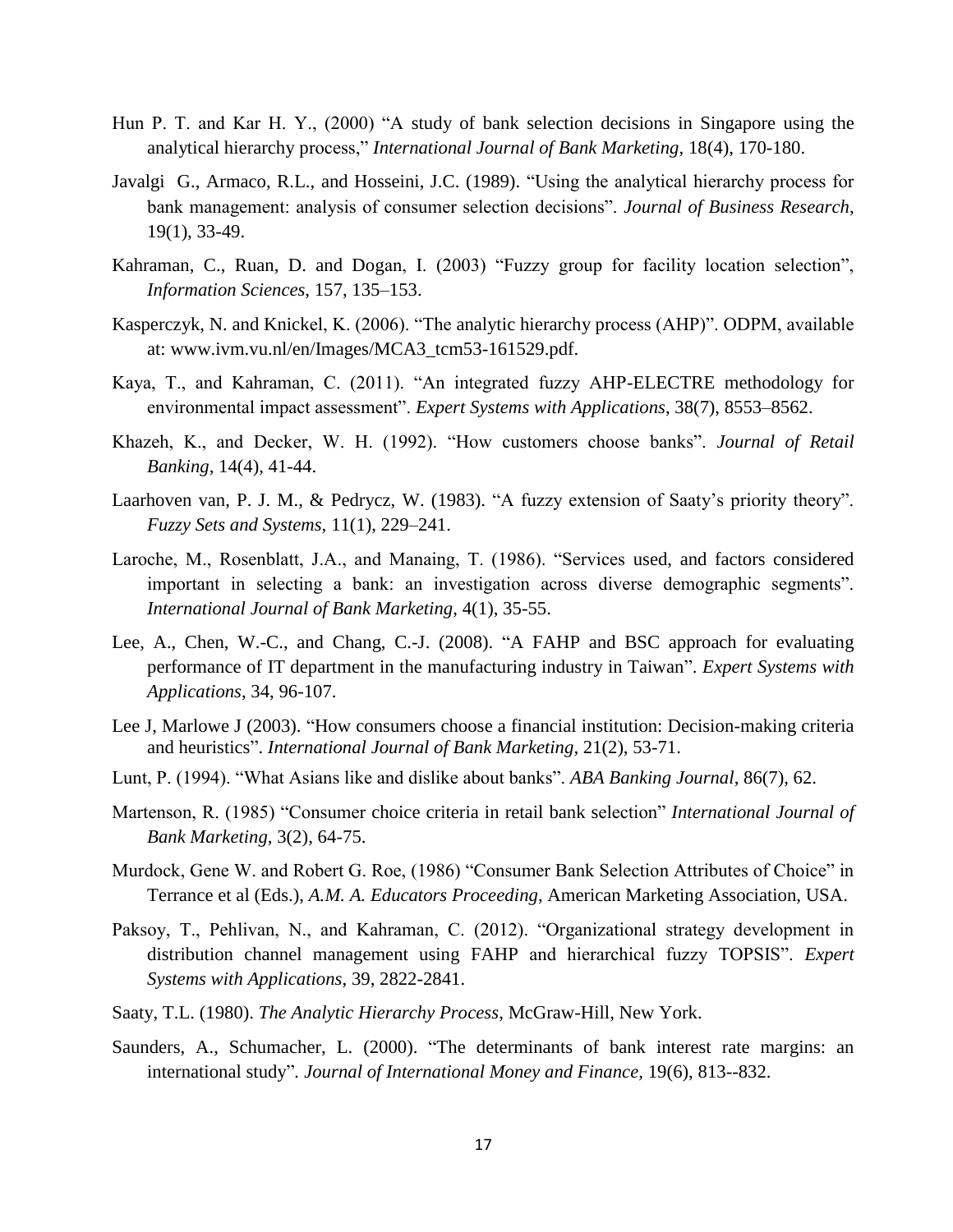Hun P. T. and Kar H. Y., (2000) "A study of bank selection decisions in Singapore using the analytical hierarchy process," *International Journal of Bank Marketing*, 18(4), 170-180.

Javalgi G., Armaco, R.L., and Hosseini, J.C. (1989). "Using the analytical hierarchy process for bank management: analysis of consumer selection decisions". *Journal of Business Research*, 19(1), 33-49.

Kahraman, C., Ruan, D. and Dogan, I. (2003) "Fuzzy group for facility location selection", *Information Sciences*, 157, 135–153.

Kasperczyk, N. and Knickel, K. (2006). "The analytic hierarchy process (AHP)". ODPM, available at: www.ivm.vu.nl/en/Images/MCA3_tcm53-161529.pdf.

Kaya, T., and Kahraman, C. (2011). "An integrated fuzzy AHP-ELECTRE methodology for environmental impact assessment". *Expert Systems with Applications*, 38(7), 8553–8562.

Khazeh, K., and Decker, W. H. (1992). "How customers choose banks". *Journal of Retail Banking*, 14(4), 41-44.

Laarhoven van, P. J. M., & Pedrycz, W. (1983). "A fuzzy extension of Saaty's priority theory". *Fuzzy Sets and Systems*, 11(1), 229–241.

Laroche, M., Rosenblatt, J.A., and Manaing, T. (1986). "Services used, and factors considered important in selecting a bank: an investigation across diverse demographic segments". *International Journal of Bank Marketing*, 4(1), 35-55.

Lee, A., Chen, W.-C., and Chang, C.-J. (2008). "A FAHP and BSC approach for evaluating performance of IT department in the manufacturing industry in Taiwan". *Expert Systems with Applications*, 34, 96-107.

Lee J, Marlowe J (2003). "How consumers choose a financial institution: Decision-making criteria and heuristics". *International Journal of Bank Marketing*, 21(2), 53-71.

Lunt, P. (1994). "What Asians like and dislike about banks". *ABA Banking Journal*, 86(7), 62.

Martenson, R. (1985) "Consumer choice criteria in retail bank selection" *International Journal of Bank Marketing*, 3(2), 64-75.

Murdock, Gene W. and Robert G. Roe, (1986) "Consumer Bank Selection Attributes of Choice" in Terrance et al (Eds.), *A.M. A. Educators Proceeding*, American Marketing Association, USA.

Paksoy, T., Pehlivan, N., and Kahraman, C. (2012). "Organizational strategy development in distribution channel management using FAHP and hierarchical fuzzy TOPSIS". *Expert Systems with Applications*, 39, 2822-2841.

Saaty, T.L. (1980). *The Analytic Hierarchy Process*, McGraw-Hill, New York.

Saunders, A., Schumacher, L. (2000). "The determinants of bank interest rate margins: an international study". *Journal of International Money and Finance*, 19(6), 813--832.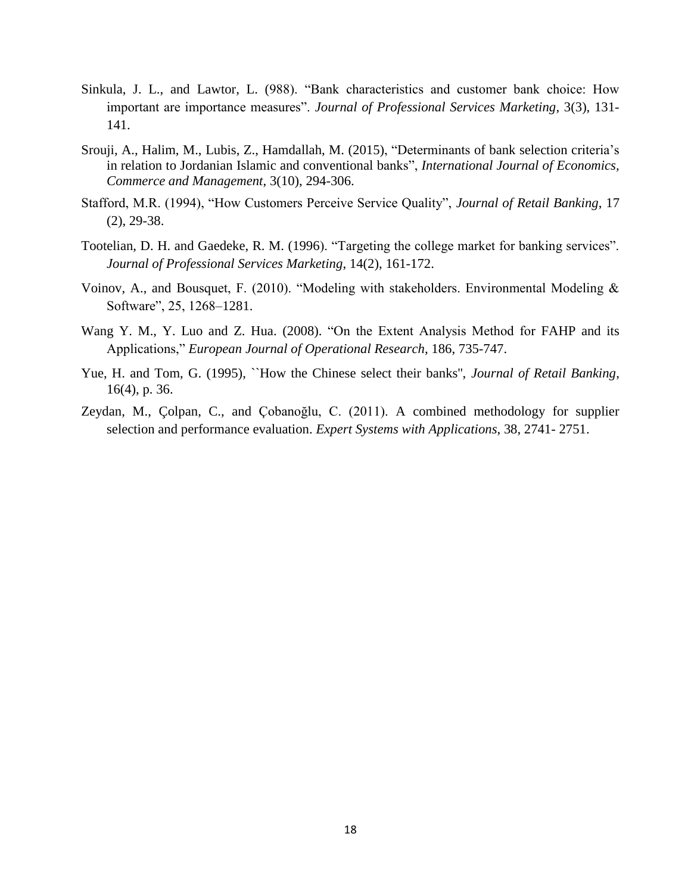Sinkula, J. L., and Lawtor, L. (988). "Bank characteristics and customer bank choice: How important are importance measures". *Journal of Professional Services Marketing*, 3(3), 131-141.

Srouji, A., Halim, M., Lubis, Z., Hamdallah, M. (2015), "Determinants of bank selection criteria's in relation to Jordanian Islamic and conventional banks", *International Journal of Economics, Commerce and Management*, 3(10), 294-306.

Stafford, M.R. (1994), "How Customers Perceive Service Quality", *Journal of Retail Banking*, 17 (2), 29-38.

Tootelian, D. H. and Gaedeke, R. M. (1996). "Targeting the college market for banking services". *Journal of Professional Services Marketing*, 14(2), 161-172.

Voinov, A., and Bousquet, F. (2010). "Modeling with stakeholders. Environmental Modeling & Software", 25, 1268–1281.

Wang Y. M., Y. Luo and Z. Hua. (2008). "On the Extent Analysis Method for FAHP and its Applications," *European Journal of Operational Research*, 186, 735-747.

Yue, H. and Tom, G. (1995), ``How the Chinese select their banks'', *Journal of Retail Banking*, 16(4), p. 36.

Zeydan, M., Çolpan, C., and Çobanoğlu, C. (2011). A combined methodology for supplier selection and performance evaluation. *Expert Systems with Applications*, 38, 2741- 2751.